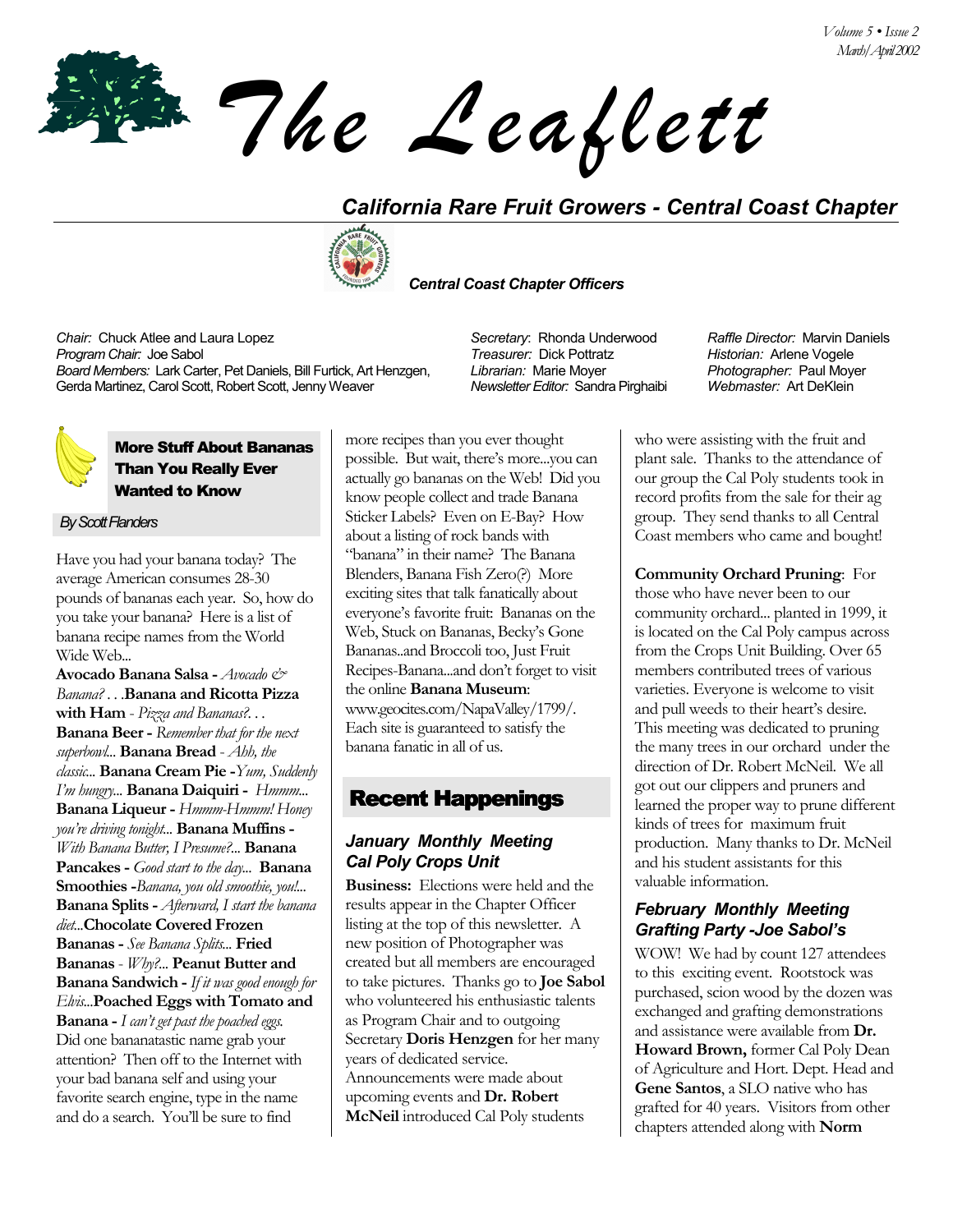# The Leaflett

## California Rare Fruit Growers - Central Coast Chapter

### Central Coast Chapter Officers

*Chair:* Chuck Atlee and Laura Lopez
*Program Chair:* Joe Sabol
*Board Members:* Lark Carter, Pet Daniels, Bill Furtick, Art Henzgen, Gerda Martinez, Carol Scott, Robert Scott, Jenny Weaver

*Secretary*: Rhonda Underwood
*Treasurer:* Dick Pottratz
*Librarian:* Marie Moyer
*Newsletter Editor:* Sandra Pirghaibi

*Raffle Director:* Marvin Daniels
*Historian:* Arlene Vogele
*Photographer:* Paul Moyer
*Webmaster:* Art DeKlein

## More Stuff About Bananas Than You Really Ever Wanted to Know

*By Scott Flanders*

Have you had your banana today? The average American consumes 28-30 pounds of bananas each year. So, how do you take your banana? Here is a list of banana recipe names from the World Wide Web...

**Avocado Banana Salsa -** *Avocado & Banana?*. . .**Banana and Ricotta Pizza with Ham** - *Pizza and Bananas?*. . . **Banana Beer -** *Remember that for the next superbowl*... **Banana Bread** - *Ahh, the classic*... **Banana Cream Pie -***Yum, Suddenly I'm hungry*... **Banana Daiquiri -** *Hmmm*... **Banana Liqueur -** *Hmmm-Hmmm! Honey you're driving tonight*... **Banana Muffins -** *With Banana Butter, I Presume?*... **Banana Pancakes -** *Good start to the day*... **Banana Smoothies -***Banana, you old smoothie, you!*... **Banana Splits -** *Afterward, I start the banana diet*...**Chocolate Covered Frozen Bananas -** *See Banana Splits*... **Fried Bananas** - *Why?*... **Peanut Butter and Banana Sandwich -** *If it was good enough for Elvis*...**Poached Eggs with Tomato and Banana -** *I can't get past the poached eggs.* Did one bananatastic name grab your attention? Then off to the Internet with your bad banana self and using your favorite search engine, type in the name and do a search. You'll be sure to find more recipes than you ever thought possible. But wait, there's more...you can actually go bananas on the Web! Did you know people collect and trade Banana Sticker Labels? Even on E-Bay? How about a listing of rock bands with "banana" in their name? The Banana Blenders, Banana Fish Zero(?) More exciting sites that talk fanatically about everyone's favorite fruit: Bananas on the Web, Stuck on Bananas, Becky's Gone Bananas..and Broccoli too, Just Fruit Recipes-Banana...and don't forget to visit the online **Banana Museum**: www.geocites.com/NapaValley/1799/. Each site is guaranteed to satisfy the banana fanatic in all of us.

## Recent Happenings

### January Monthly Meeting Cal Poly Crops Unit

**Business:** Elections were held and the results appear in the Chapter Officer listing at the top of this newsletter. A new position of Photographer was created but all members are encouraged to take pictures. Thanks go to **Joe Sabol** who volunteered his enthusiastic talents as Program Chair and to outgoing Secretary **Doris Henzgen** for her many years of dedicated service. Announcements were made about upcoming events and **Dr. Robert McNeil** introduced Cal Poly students who were assisting with the fruit and plant sale. Thanks to the attendance of our group the Cal Poly students took in record profits from the sale for their ag group. They send thanks to all Central Coast members who came and bought!

**Community Orchard Pruning**: For those who have never been to our community orchard... planted in 1999, it is located on the Cal Poly campus across from the Crops Unit Building. Over 65 members contributed trees of various varieties. Everyone is welcome to visit and pull weeds to their heart's desire. This meeting was dedicated to pruning the many trees in our orchard under the direction of Dr. Robert McNeil. We all got out our clippers and pruners and learned the proper way to prune different kinds of trees for maximum fruit production. Many thanks to Dr. McNeil and his student assistants for this valuable information.

### February Monthly Meeting Grafting Party -Joe Sabol's

WOW! We had by count 127 attendees to this exciting event. Rootstock was purchased, scion wood by the dozen was exchanged and grafting demonstrations and assistance were available from **Dr. Howard Brown,** former Cal Poly Dean of Agriculture and Hort. Dept. Head and **Gene Santos**, a SLO native who has grafted for 40 years. Visitors from other chapters attended along with **Norm**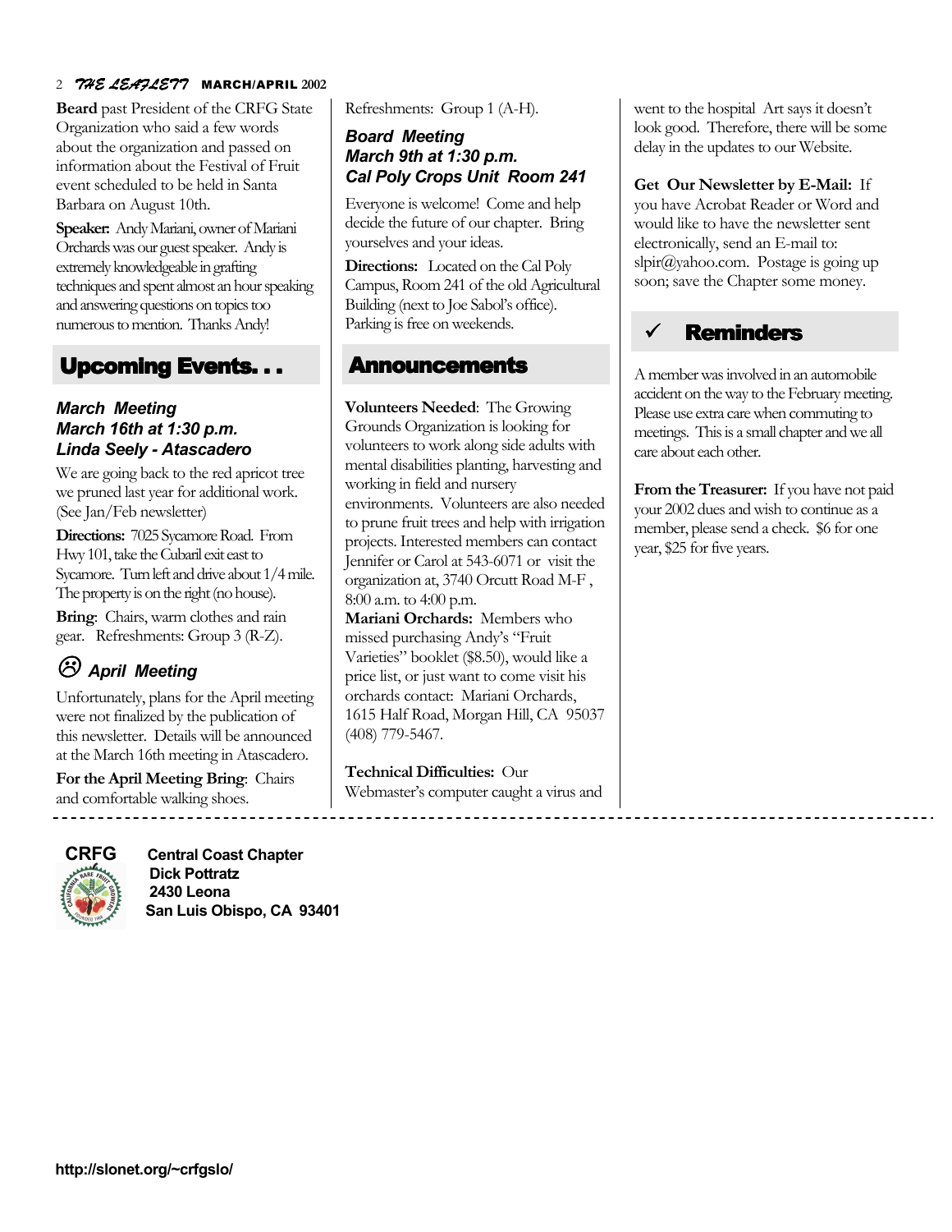**Beard** past President of the CRFG State Organization who said a few words about the organization and passed on information about the Festival of Fruit event scheduled to be held in Santa Barbara on August 10th.

**Speaker:** Andy Mariani, owner of Mariani Orchards was our guest speaker. Andy is extremely knowledgeable in grafting techniques and spent almost an hour speaking and answering questions on topics too numerous to mention. Thanks Andy!

## Upcoming Events. . .

### *March Meeting*
### *March 16th at 1:30 p.m.*
### *Linda Seely - Atascadero*

We are going back to the red apricot tree we pruned last year for additional work. (See Jan/Feb newsletter)

**Directions:** 7025 Sycamore Road. From Hwy 101, take the Cubaril exit east to Sycamore. Turn left and drive about 1/4 mile. The property is on the right (no house).

**Bring**: Chairs, warm clothes and rain gear. Refreshments: Group 3 (R-Z).

### ☹ *April Meeting*

Unfortunately, plans for the April meeting were not finalized by the publication of this newsletter. Details will be announced at the March 16th meeting in Atascadero.

**For the April Meeting Bring**: Chairs and comfortable walking shoes. Refreshments: Group 1 (A-H).

### *Board Meeting*
### *March 9th at 1:30 p.m.*
### *Cal Poly Crops Unit Room 241*

Everyone is welcome! Come and help decide the future of our chapter. Bring yourselves and your ideas.

**Directions:** Located on the Cal Poly Campus, Room 241 of the old Agricultural Building (next to Joe Sabol's office). Parking is free on weekends.

## Announcements

**Volunteers Needed**: The Growing Grounds Organization is looking for volunteers to work along side adults with mental disabilities planting, harvesting and working in field and nursery environments. Volunteers are also needed to prune fruit trees and help with irrigation projects. Interested members can contact Jennifer or Carol at 543-6071 or visit the organization at, 3740 Orcutt Road M-F , 8:00 a.m. to 4:00 p.m.

**Mariani Orchards:** Members who missed purchasing Andy's "Fruit Varieties" booklet ($8.50), would like a price list, or just want to come visit his orchards contact: Mariani Orchards, 1615 Half Road, Morgan Hill, CA 95037 (408) 779-5467.

**Technical Difficulties:** Our Webmaster's computer caught a virus and went to the hospital Art says it doesn't look good. Therefore, there will be some delay in the updates to our Website.

**Get Our Newsletter by E-Mail:** If you have Acrobat Reader or Word and would like to have the newsletter sent electronically, send an E-mail to: slpir@yahoo.com. Postage is going up soon; save the Chapter some money.

## ✓ Reminders

A member was involved in an automobile accident on the way to the February meeting. Please use extra care when commuting to meetings. This is a small chapter and we all care about each other.

**From the Treasurer:** If you have not paid your 2002 dues and wish to continue as a member, please send a check. $6 for one year, $25 for five years.

---

**CRFG**

**Central Coast Chapter**
**Dick Pottratz**
**2430 Leona**
**San Luis Obispo, CA 93401**

**http://slonet.org/~crfgslo/**